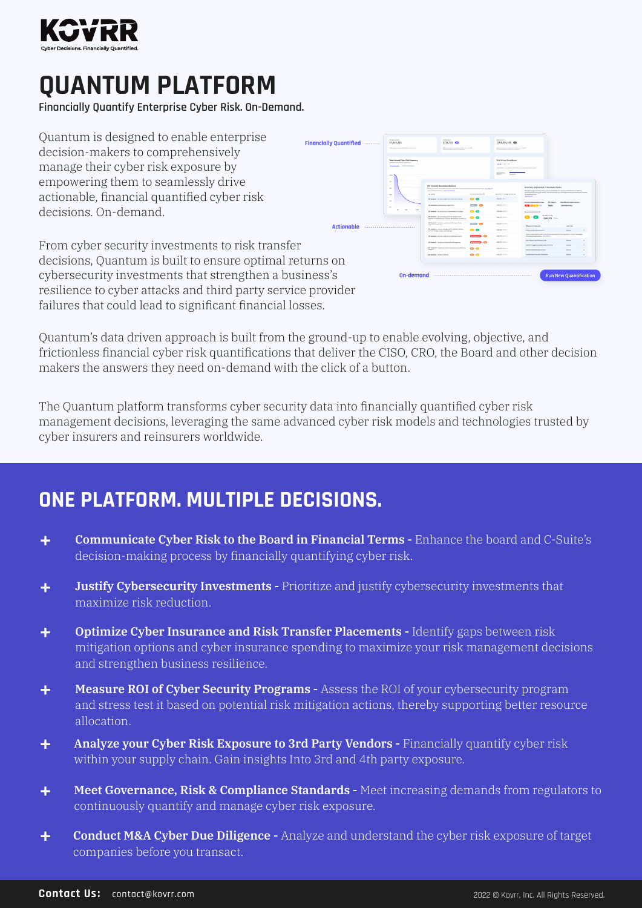KOVRR

Cyber Decisions. Financially Quantified.

# QUANTUM PLATFORM

**Financially Quantify Enterprise Cyber Risk. On-Demand.**

Quantum is designed to enable enterprise decision-makers to comprehensively manage their cyber risk exposure by empowering them to seamlessly drive actionable, financial quantified cyber risk decisions. On-demand.

From cyber security investments to risk transfer decisions, Quantum is built to ensure optimal returns on cybersecurity investments that strengthen a business's resilience to cyber attacks and third party service provider failures that could lead to significant financial losses.

Financially Quantified

Actionable

On-demand

Run New Quantification

Quantum's data driven approach is built from the ground-up to enable evolving, objective, and frictionless financial cyber risk quantifications that deliver the CISO, CRO, the Board and other decision makers the answers they need on-demand with the click of a button.

The Quantum platform transforms cyber security data into financially quantified cyber risk management decisions, leveraging the same advanced cyber risk models and technologies trusted by cyber insurers and reinsurers worldwide.

## ONE PLATFORM. MULTIPLE DECISIONS.

- **Communicate Cyber Risk to the Board in Financial Terms -** Enhance the board and C-Suite's decision-making process by financially quantifying cyber risk.
- **Justify Cybersecurity Investments -** Prioritize and justify cybersecurity investments that maximize risk reduction.
- **Optimize Cyber Insurance and Risk Transfer Placements -** Identify gaps between risk mitigation options and cyber insurance spending to maximize your risk management decisions and strengthen business resilience.
- **Measure ROI of Cyber Security Programs -** Assess the ROI of your cybersecurity program and stress test it based on potential risk mitigation actions, thereby supporting better resource allocation.
- **Analyze your Cyber Risk Exposure to 3rd Party Vendors -** Financially quantify cyber risk within your supply chain. Gain insights Into 3rd and 4th party exposure.
- **Meet Governance, Risk & Compliance Standards -** Meet increasing demands from regulators to continuously quantify and manage cyber risk exposure.
- **Conduct M&A Cyber Due Diligence -** Analyze and understand the cyber risk exposure of target companies before you transact.

**Contact Us:** contact@kovrr.com

2022 © Kovrr, Inc. All Rights Reserved.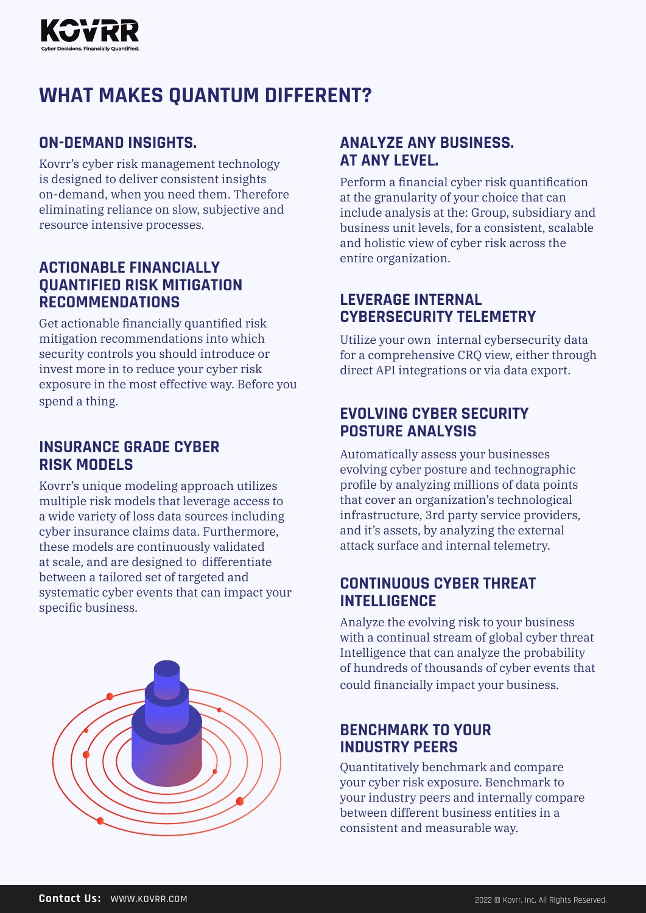# WHAT MAKES QUANTUM DIFFERENT?

## ON-DEMAND INSIGHTS.

Kovrr's cyber risk management technology is designed to deliver consistent insights on-demand, when you need them. Therefore eliminating reliance on slow, subjective and resource intensive processes.

## ACTIONABLE FINANCIALLY QUANTIFIED RISK MITIGATION RECOMMENDATIONS

Get actionable financially quantified risk mitigation recommendations into which security controls you should introduce or invest more in to reduce your cyber risk exposure in the most effective way. Before you spend a thing.

## INSURANCE GRADE CYBER RISK MODELS

Kovrr's unique modeling approach utilizes multiple risk models that leverage access to a wide variety of loss data sources including cyber insurance claims data. Furthermore, these models are continuously validated at scale, and are designed to differentiate between a tailored set of targeted and systematic cyber events that can impact your specific business.

## ANALYZE ANY BUSINESS. AT ANY LEVEL.

Perform a financial cyber risk quantification at the granularity of your choice that can include analysis at the: Group, subsidiary and business unit levels, for a consistent, scalable and holistic view of cyber risk across the entire organization.

## LEVERAGE INTERNAL CYBERSECURITY TELEMETRY

Utilize your own internal cybersecurity data for a comprehensive CRQ view, either through direct API integrations or via data export.

## EVOLVING CYBER SECURITY POSTURE ANALYSIS

Automatically assess your businesses evolving cyber posture and technographic profile by analyzing millions of data points that cover an organization's technological infrastructure, 3rd party service providers, and it's assets, by analyzing the external attack surface and internal telemetry.

## CONTINUOUS CYBER THREAT INTELLIGENCE

Analyze the evolving risk to your business with a continual stream of global cyber threat Intelligence that can analyze the probability of hundreds of thousands of cyber events that could financially impact your business.

## BENCHMARK TO YOUR INDUSTRY PEERS

Quantitatively benchmark and compare your cyber risk exposure. Benchmark to your industry peers and internally compare between different business entities in a consistent and measurable way.

**Contact Us:** WWW.KOVRR.COM

2022 © Kovrr, Inc. All Rights Reserved.